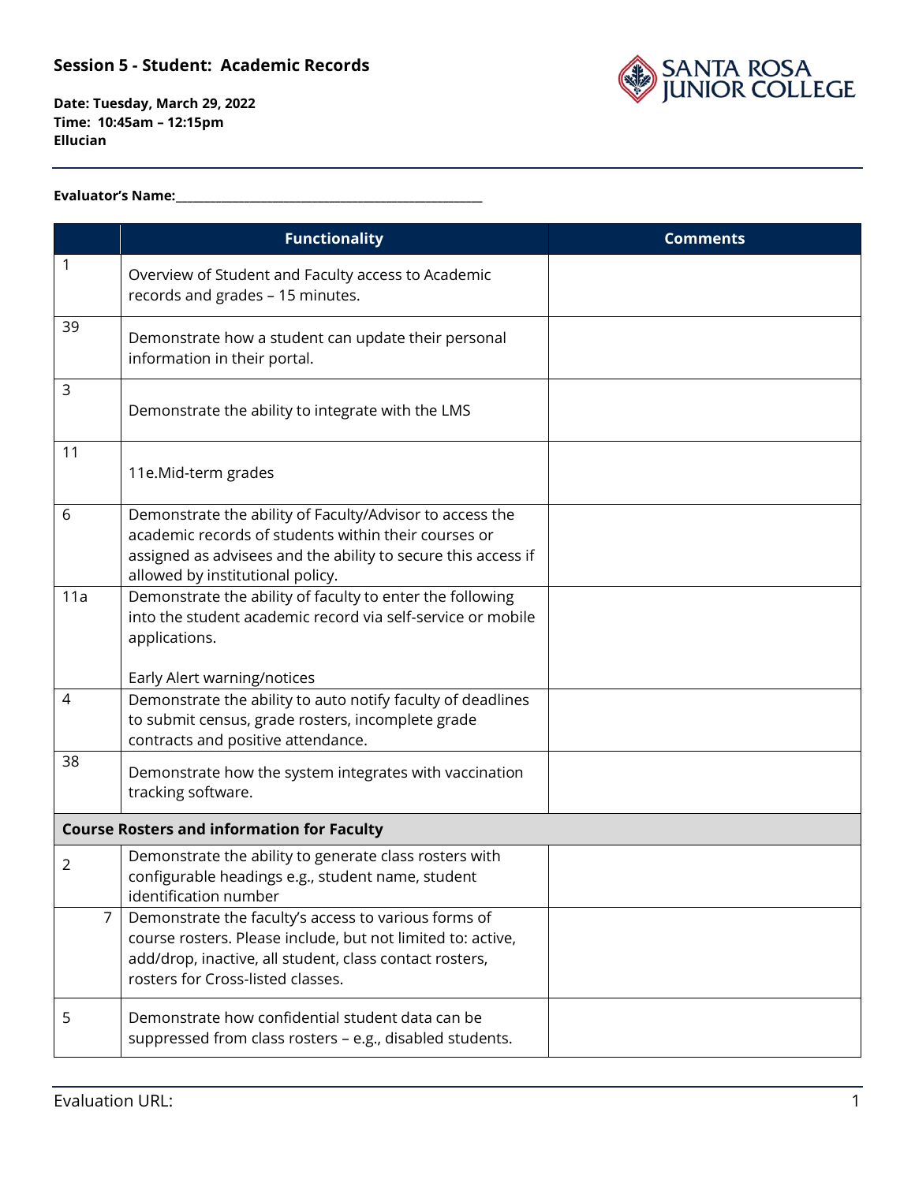# Session 5 - Student: Academic Records

**Date: Tuesday, March 29, 2022**
**Time: 10:45am – 12:15pm**
**Ellucian**

**Evaluator's Name:**\_\_\_\_\_\_\_\_\_\_\_\_\_\_\_\_\_\_\_\_\_\_\_\_\_\_\_\_\_\_\_\_\_\_\_\_\_\_\_\_\_\_\_\_\_\_\_\_

| | Functionality | Comments |
|---|---|---|
| 1 | Overview of Student and Faculty access to Academic records and grades – 15 minutes. | |
| 39 | Demonstrate how a student can update their personal information in their portal. | |
| 3 | Demonstrate the ability to integrate with the LMS | |
| 11 | 11e.Mid-term grades | |
| 6 | Demonstrate the ability of Faculty/Advisor to access the academic records of students within their courses or assigned as advisees and the ability to secure this access if allowed by institutional policy. | |
| 11a | Demonstrate the ability of faculty to enter the following into the student academic record via self-service or mobile applications.<br><br>Early Alert warning/notices | |
| 4 | Demonstrate the ability to auto notify faculty of deadlines to submit census, grade rosters, incomplete grade contracts and positive attendance. | |
| 38 | Demonstrate how the system integrates with vaccination tracking software. | |
| **Course Rosters and information for Faculty** | | |
| 2 | Demonstrate the ability to generate class rosters with configurable headings e.g., student name, student identification number | |
| 7 | Demonstrate the faculty's access to various forms of course rosters. Please include, but not limited to: active, add/drop, inactive, all student, class contact rosters, rosters for Cross-listed classes. | |
| 5 | Demonstrate how confidential student data can be suppressed from class rosters – e.g., disabled students. | |

Evaluation URL: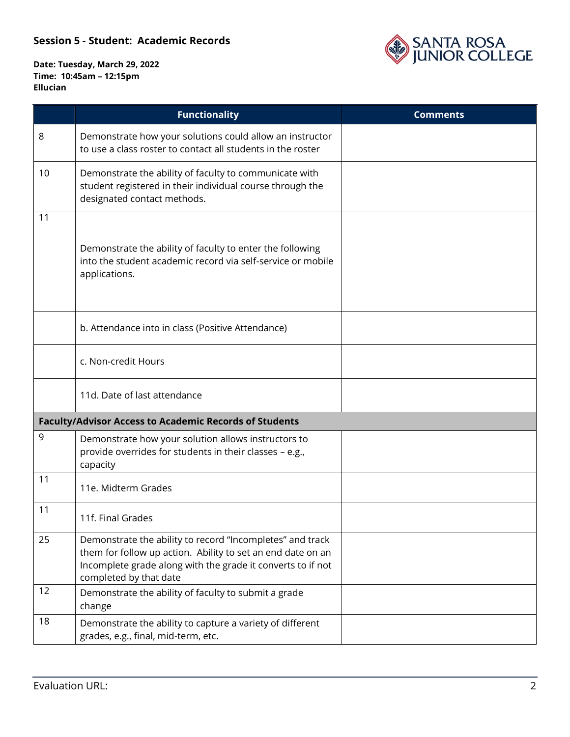**Session 5 - Student: Academic Records**

**Date: Tuesday, March 29, 2022**
**Time: 10:45am – 12:15pm**
**Ellucian**

| | Functionality | Comments |
|---|---|---|
| 8 | Demonstrate how your solutions could allow an instructor to use a class roster to contact all students in the roster | |
| 10 | Demonstrate the ability of faculty to communicate with student registered in their individual course through the designated contact methods. | |
| 11 | Demonstrate the ability of faculty to enter the following into the student academic record via self-service or mobile applications. | |
| | b. Attendance into in class (Positive Attendance) | |
| | c. Non-credit Hours | |
| | 11d. Date of last attendance | |
| **Faculty/Advisor Access to Academic Records of Students** | | |
| 9 | Demonstrate how your solution allows instructors to provide overrides for students in their classes – e.g., capacity | |
| 11 | 11e. Midterm Grades | |
| 11 | 11f. Final Grades | |
| 25 | Demonstrate the ability to record "Incompletes" and track them for follow up action. Ability to set an end date on an Incomplete grade along with the grade it converts to if not completed by that date | |
| 12 | Demonstrate the ability of faculty to submit a grade change | |
| 18 | Demonstrate the ability to capture a variety of different grades, e.g., final, mid-term, etc. | |

Evaluation URL: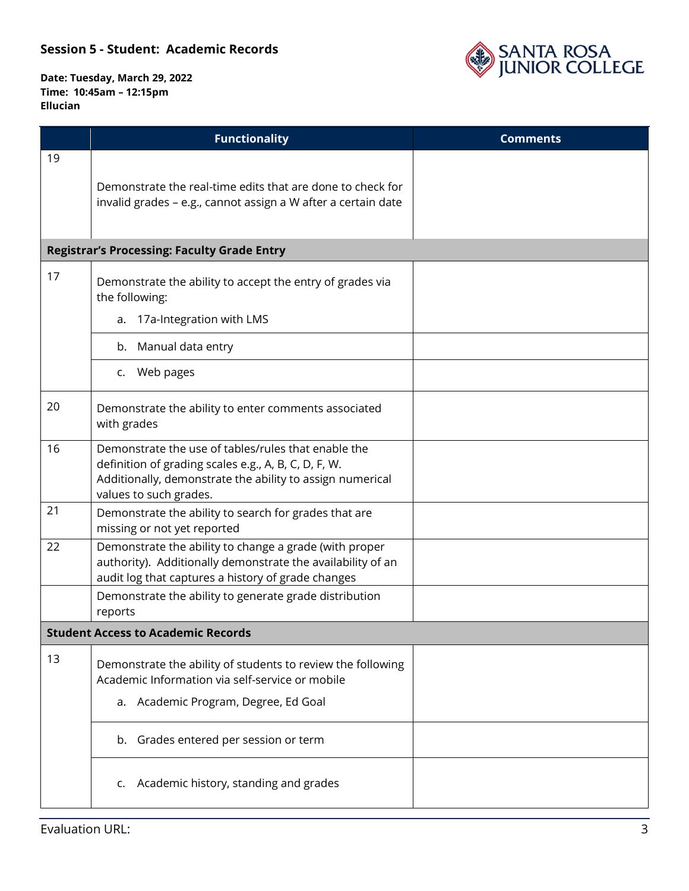**Session 5 - Student: Academic Records**

**Date: Tuesday, March 29, 2022**
**Time: 10:45am – 12:15pm**
**Ellucian**

| | Functionality | Comments |
|---|---|---|
| 19 | Demonstrate the real-time edits that are done to check for invalid grades – e.g., cannot assign a W after a certain date | |
| **Registrar's Processing: Faculty Grade Entry** | | |
| 17 | Demonstrate the ability to accept the entry of grades via the following:<br>a. 17a-Integration with LMS | |
| | b. Manual data entry | |
| | c. Web pages | |
| 20 | Demonstrate the ability to enter comments associated with grades | |
| 16 | Demonstrate the use of tables/rules that enable the definition of grading scales e.g., A, B, C, D, F, W. Additionally, demonstrate the ability to assign numerical values to such grades. | |
| 21 | Demonstrate the ability to search for grades that are missing or not yet reported | |
| 22 | Demonstrate the ability to change a grade (with proper authority). Additionally demonstrate the availability of an audit log that captures a history of grade changes | |
| | Demonstrate the ability to generate grade distribution reports | |
| **Student Access to Academic Records** | | |
| 13 | Demonstrate the ability of students to review the following Academic Information via self-service or mobile<br>a. Academic Program, Degree, Ed Goal | |
| | b. Grades entered per session or term | |
| | c. Academic history, standing and grades | |

Evaluation URL: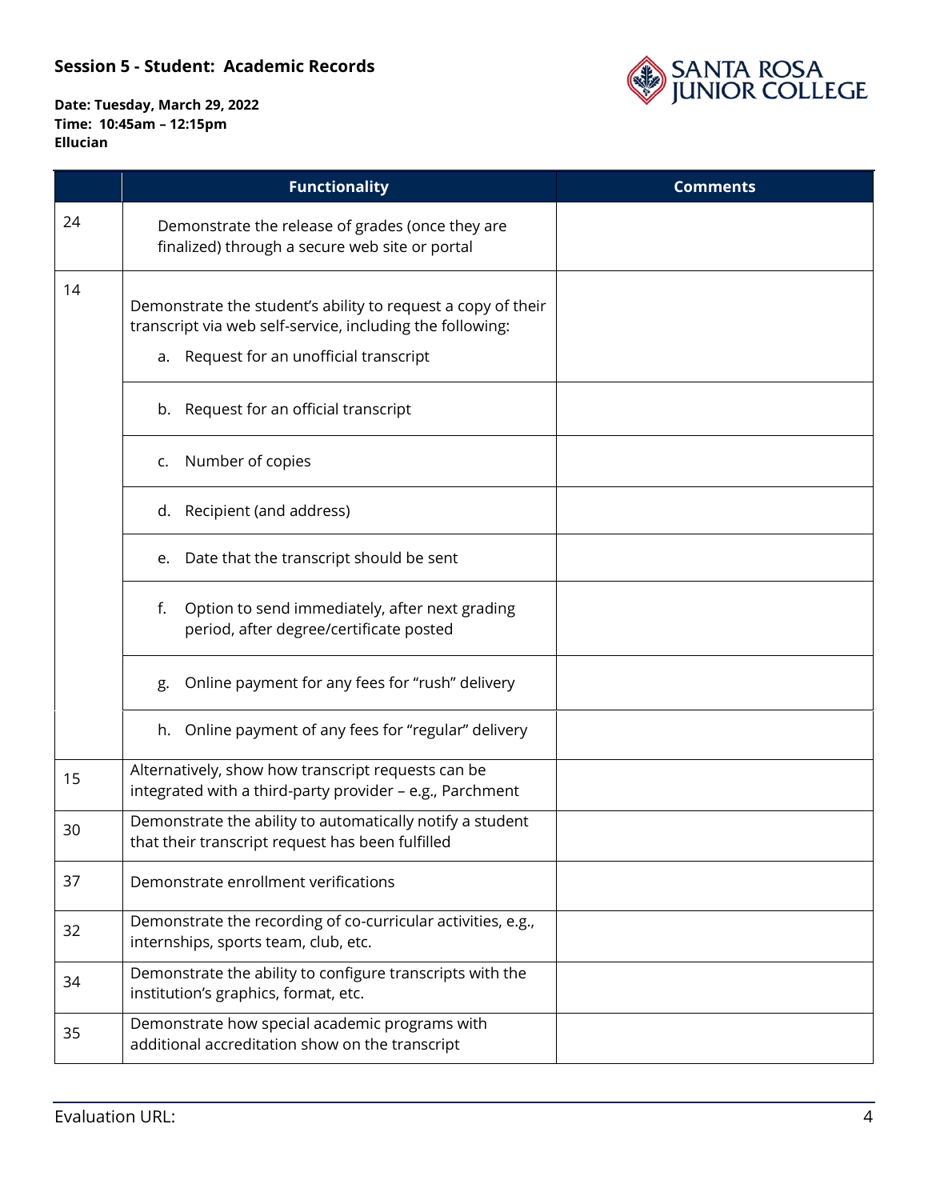**Session 5 - Student: Academic Records**

**Date: Tuesday, March 29, 2022**
**Time: 10:45am – 12:15pm**
**Ellucian**

| | Functionality | Comments |
|---|---|---|
| 24 | Demonstrate the release of grades (once they are finalized) through a secure web site or portal | |
| 14 | Demonstrate the student's ability to request a copy of their transcript via web self-service, including the following:<br>a. Request for an unofficial transcript | |
| | b. Request for an official transcript | |
| | c. Number of copies | |
| | d. Recipient (and address) | |
| | e. Date that the transcript should be sent | |
| | f. Option to send immediately, after next grading period, after degree/certificate posted | |
| | g. Online payment for any fees for "rush" delivery | |
| | h. Online payment of any fees for "regular" delivery | |
| 15 | Alternatively, show how transcript requests can be integrated with a third-party provider – e.g., Parchment | |
| 30 | Demonstrate the ability to automatically notify a student that their transcript request has been fulfilled | |
| 37 | Demonstrate enrollment verifications | |
| 32 | Demonstrate the recording of co-curricular activities, e.g., internships, sports team, club, etc. | |
| 34 | Demonstrate the ability to configure transcripts with the institution's graphics, format, etc. | |
| 35 | Demonstrate how special academic programs with additional accreditation show on the transcript | |

Evaluation URL: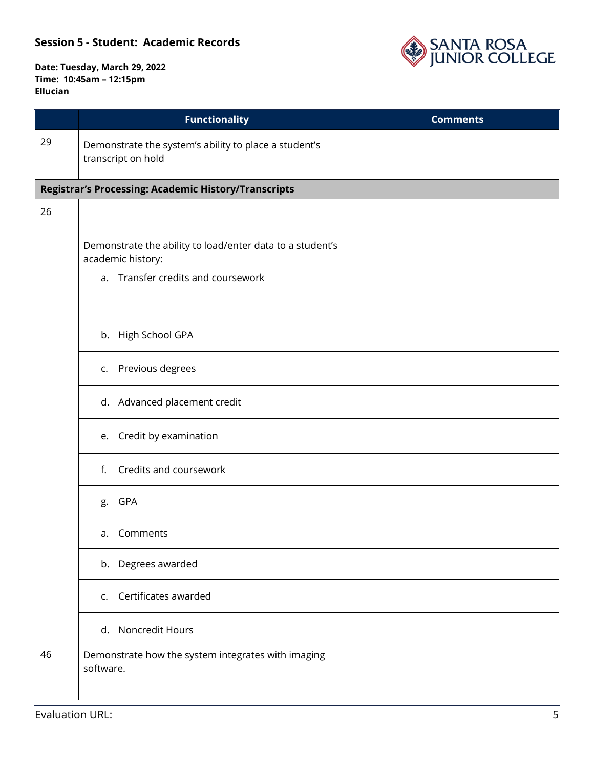**Session 5 - Student: Academic Records**

**Date: Tuesday, March 29, 2022**
**Time: 10:45am – 12:15pm**
**Ellucian**

| | Functionality | Comments |
|---|---|---|
| 29 | Demonstrate the system's ability to place a student's transcript on hold | |
| **Registrar's Processing: Academic History/Transcripts** | | |
| 26 | Demonstrate the ability to load/enter data to a student's academic history:<br>a. Transfer credits and coursework | |
| | b. High School GPA | |
| | c. Previous degrees | |
| | d. Advanced placement credit | |
| | e. Credit by examination | |
| | f. Credits and coursework | |
| | g. GPA | |
| | a. Comments | |
| | b. Degrees awarded | |
| | c. Certificates awarded | |
| | d. Noncredit Hours | |
| 46 | Demonstrate how the system integrates with imaging software. | |

Evaluation URL: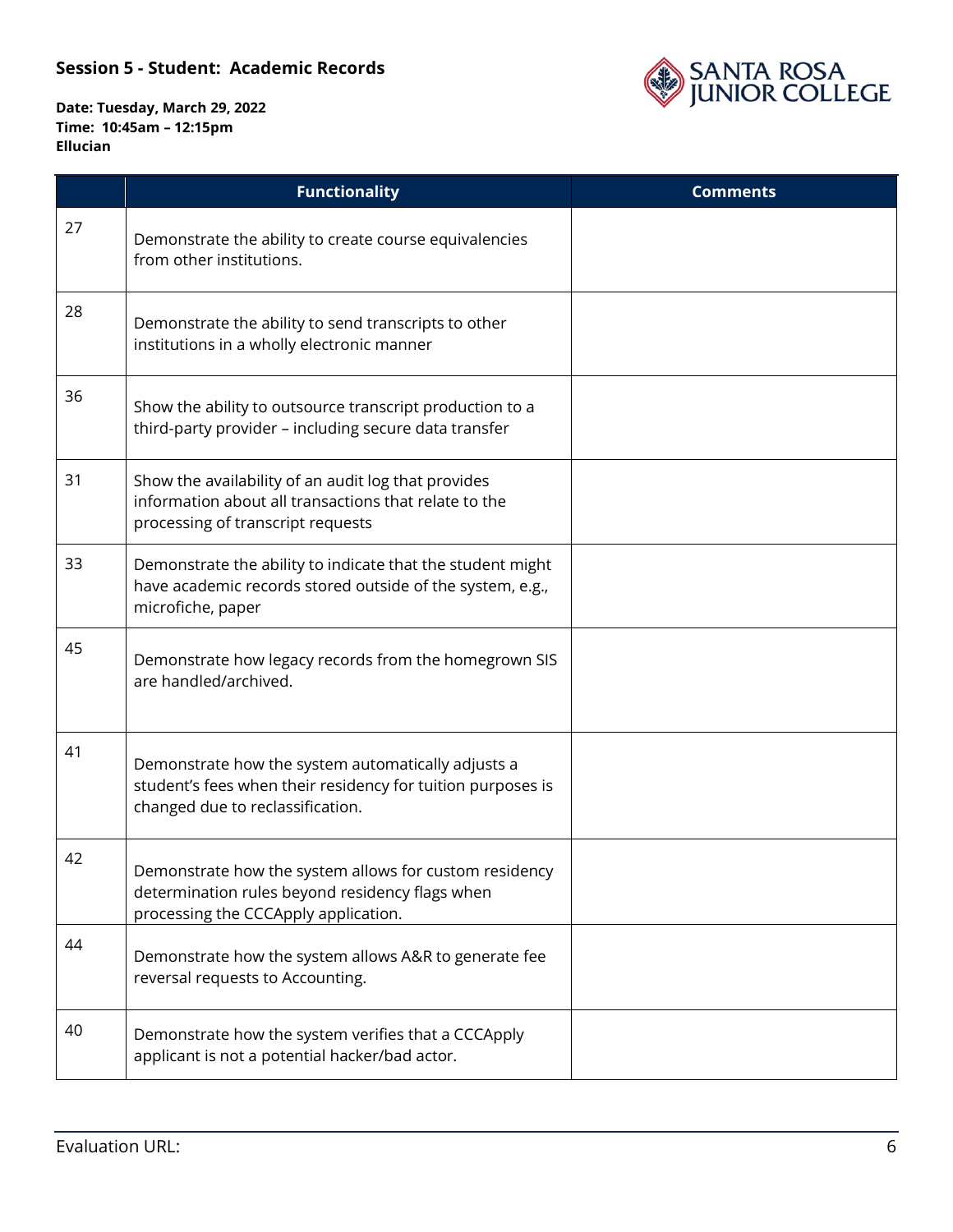**Session 5 - Student: Academic Records**

**Date: Tuesday, March 29, 2022**
**Time: 10:45am – 12:15pm**
**Ellucian**

| | Functionality | Comments |
|---|---|---|
| 27 | Demonstrate the ability to create course equivalencies from other institutions. | |
| 28 | Demonstrate the ability to send transcripts to other institutions in a wholly electronic manner | |
| 36 | Show the ability to outsource transcript production to a third-party provider – including secure data transfer | |
| 31 | Show the availability of an audit log that provides information about all transactions that relate to the processing of transcript requests | |
| 33 | Demonstrate the ability to indicate that the student might have academic records stored outside of the system, e.g., microfiche, paper | |
| 45 | Demonstrate how legacy records from the homegrown SIS are handled/archived. | |
| 41 | Demonstrate how the system automatically adjusts a student's fees when their residency for tuition purposes is changed due to reclassification. | |
| 42 | Demonstrate how the system allows for custom residency determination rules beyond residency flags when processing the CCCApply application. | |
| 44 | Demonstrate how the system allows A&R to generate fee reversal requests to Accounting. | |
| 40 | Demonstrate how the system verifies that a CCCApply applicant is not a potential hacker/bad actor. | |

Evaluation URL: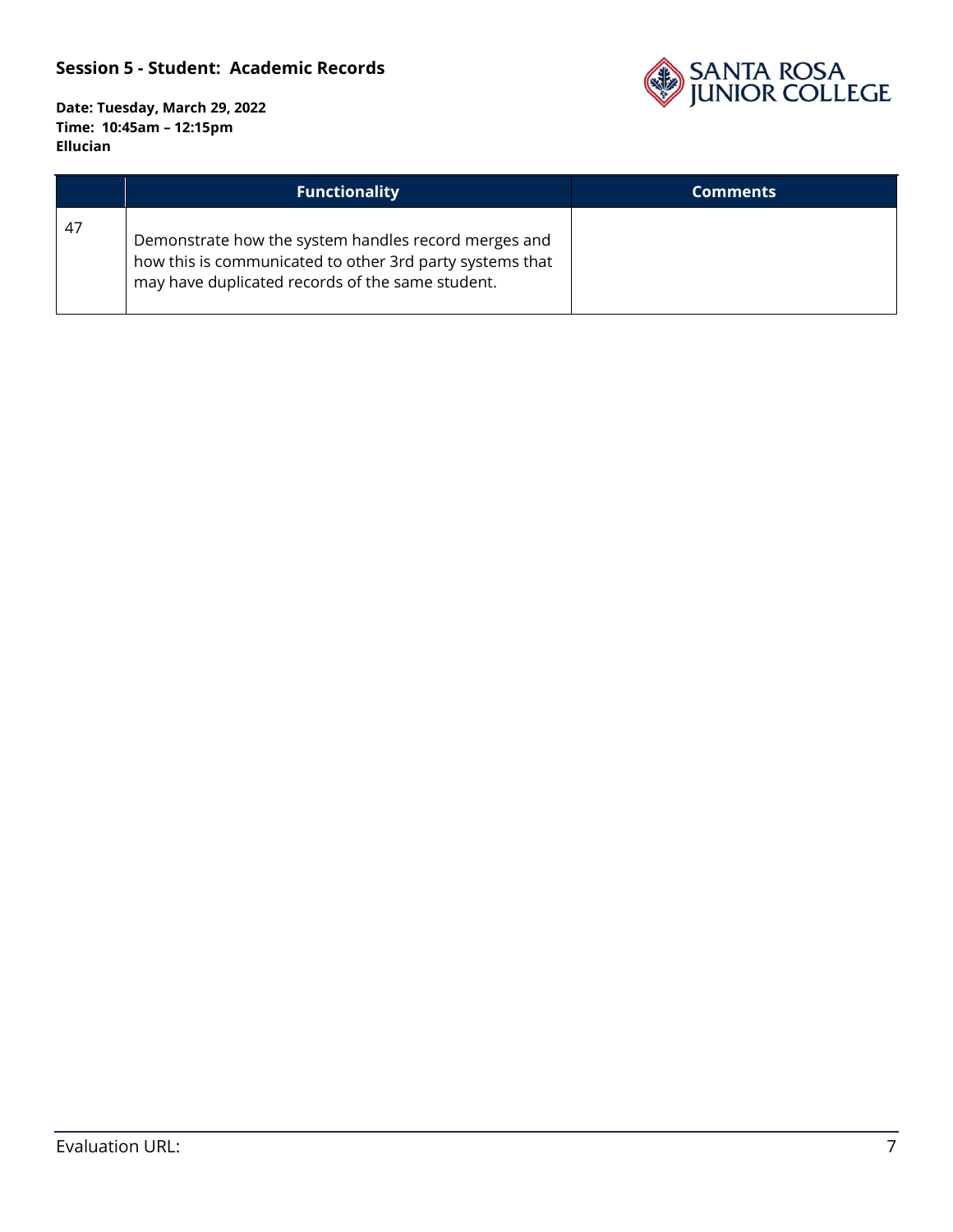**Session 5 - Student:  Academic Records**

**Date: Tuesday, March 29, 2022**
**Time:  10:45am – 12:15pm**
**Ellucian**

| | Functionality | Comments |
|---|---|---|
| 47 | Demonstrate how the system handles record merges and how this is communicated to other 3rd party systems that may have duplicated records of the same student. | |

Evaluation URL: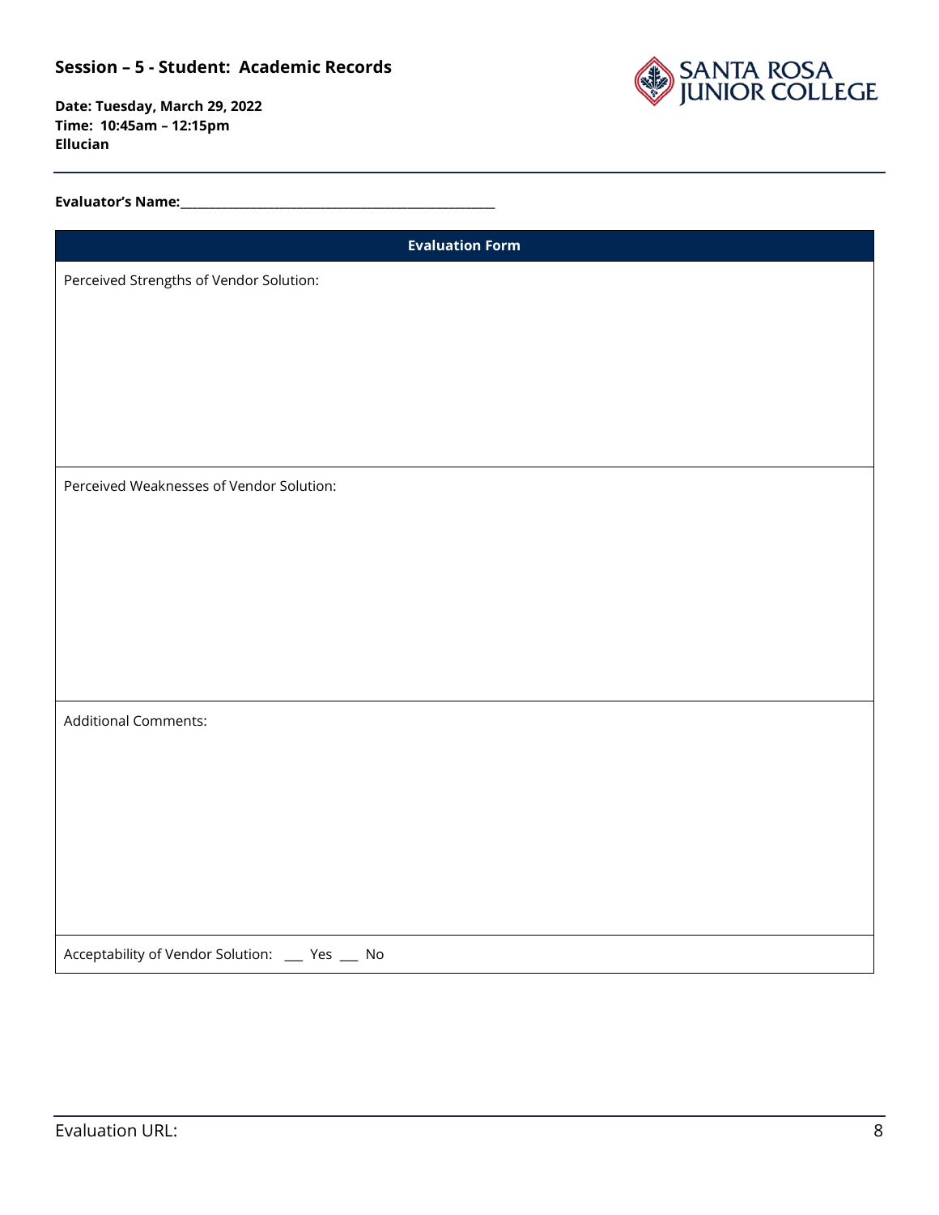**Session – 5 - Student: Academic Records**

**Date: Tuesday, March 29, 2022**
**Time: 10:45am – 12:15pm**
**Ellucian**

**Evaluator's Name:**___________________________________________

| Evaluation Form |
|---|
| Perceived Strengths of Vendor Solution: |
| Perceived Weaknesses of Vendor Solution: |
| Additional Comments: |
| Acceptability of Vendor Solution: ___ Yes ___ No |

Evaluation URL: